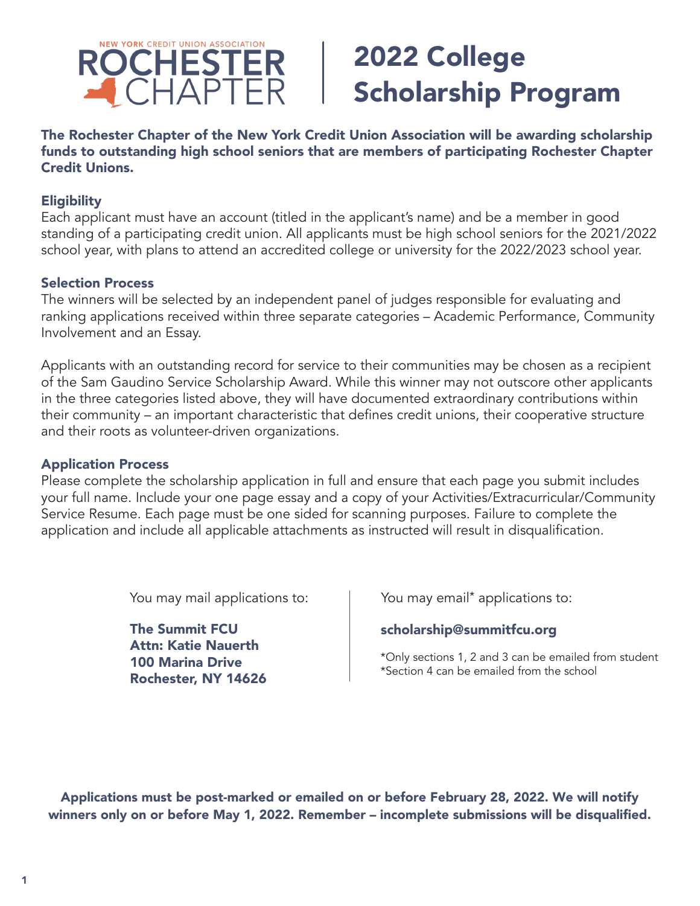NEW YORK CREDIT UNION ASSOCIATION
ROCHESTER CHAPTER

# 2022 College Scholarship Program

**The Rochester Chapter of the New York Credit Union Association will be awarding scholarship funds to outstanding high school seniors that are members of participating Rochester Chapter Credit Unions.**

### Eligibility

Each applicant must have an account (titled in the applicant's name) and be a member in good standing of a participating credit union. All applicants must be high school seniors for the 2021/2022 school year, with plans to attend an accredited college or university for the 2022/2023 school year.

### Selection Process

The winners will be selected by an independent panel of judges responsible for evaluating and ranking applications received within three separate categories – Academic Performance, Community Involvement and an Essay.

Applicants with an outstanding record for service to their communities may be chosen as a recipient of the Sam Gaudino Service Scholarship Award. While this winner may not outscore other applicants in the three categories listed above, they will have documented extraordinary contributions within their community – an important characteristic that defines credit unions, their cooperative structure and their roots as volunteer-driven organizations.

### Application Process

Please complete the scholarship application in full and ensure that each page you submit includes your full name. Include your one page essay and a copy of your Activities/Extracurricular/Community Service Resume. Each page must be one sided for scanning purposes. Failure to complete the application and include all applicable attachments as instructed will result in disqualification.

You may mail applications to:

**The Summit FCU**
**Attn: Katie Nauerth**
**100 Marina Drive**
**Rochester, NY 14626**

You may email* applications to:

**scholarship@summitfcu.org**

*Only sections 1, 2 and 3 can be emailed from student
*Section 4 can be emailed from the school

**Applications must be post-marked or emailed on or before February 28, 2022. We will notify winners only on or before May 1, 2022. Remember – incomplete submissions will be disqualified.**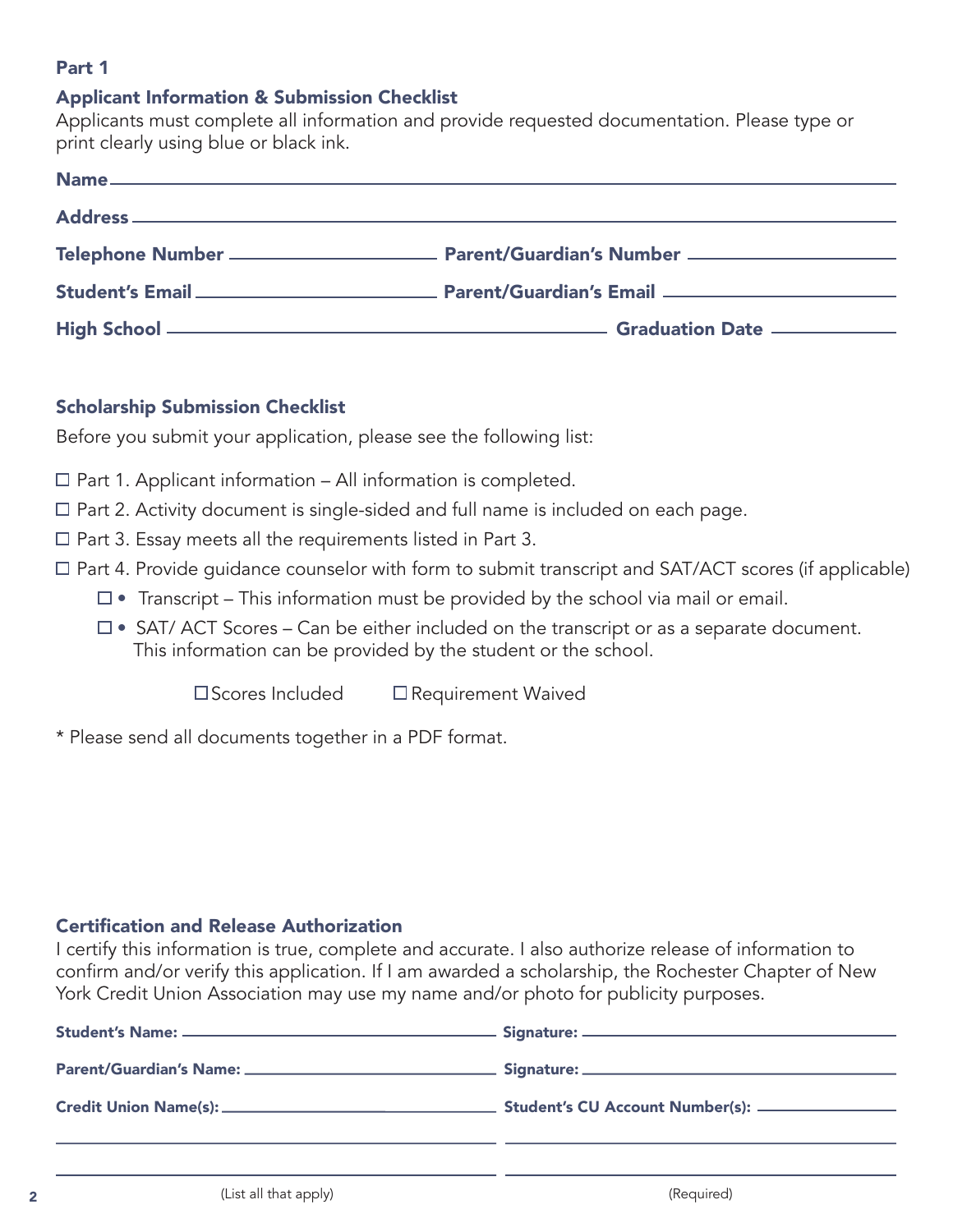## Part 1

### Applicant Information & Submission Checklist

Applicants must complete all information and provide requested documentation. Please type or print clearly using blue or black ink.

**Name** ______________________________________________

**Address** ______________________________________________

**Telephone Number** ____________________ **Parent/Guardian's Number** ____________________

**Student's Email** ____________________ **Parent/Guardian's Email** ____________________

**High School** ______________________________ **Graduation Date** ____________

### Scholarship Submission Checklist

Before you submit your application, please see the following list:

- ☐ Part 1. Applicant information – All information is completed.
- ☐ Part 2. Activity document is single-sided and full name is included on each page.
- ☐ Part 3. Essay meets all the requirements listed in Part 3.
- ☐ Part 4. Provide guidance counselor with form to submit transcript and SAT/ACT scores (if applicable)
  - ☐ • Transcript – This information must be provided by the school via mail or email.
  - ☐ • SAT/ ACT Scores – Can be either included on the transcript or as a separate document. This information can be provided by the student or the school.

    ☐ Scores Included ☐ Requirement Waived

* Please send all documents together in a PDF format.

### Certification and Release Authorization

I certify this information is true, complete and accurate. I also authorize release of information to confirm and/or verify this application. If I am awarded a scholarship, the Rochester Chapter of New York Credit Union Association may use my name and/or photo for publicity purposes.

**Student's Name:** ____________________ **Signature:** ____________________

**Parent/Guardian's Name:** ____________________ **Signature:** ____________________

**Credit Union Name(s):** ____________________ **Student's CU Account Number(s):** ____________________

____________________ ____________________

____________________ ____________________

(List all that apply) (Required)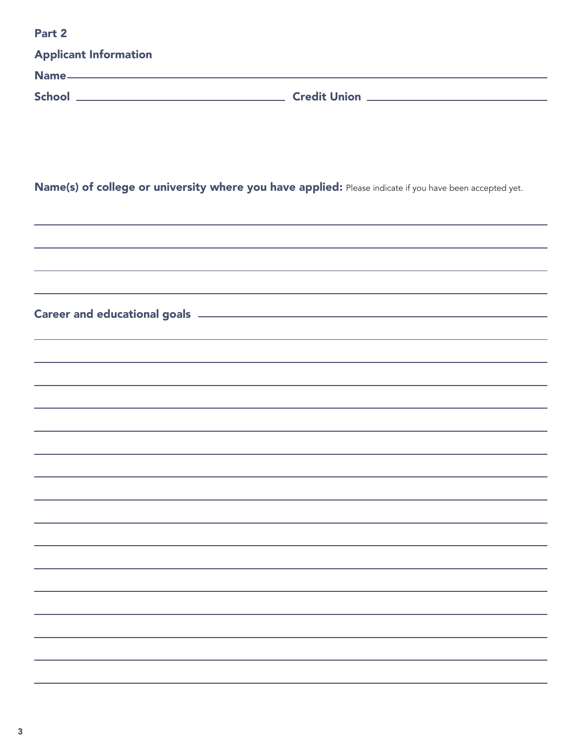## Part 2

### Applicant Information

**Name** ______________________________________________________________

**School** ______________________________ **Credit Union** ______________________________

**Name(s) of college or university where you have applied:** Please indicate if you have been accepted yet.

______________________________________________________________

______________________________________________________________

______________________________________________________________

______________________________________________________________

**Career and educational goals** ______________________________________________

______________________________________________________________

______________________________________________________________

______________________________________________________________

______________________________________________________________

______________________________________________________________

______________________________________________________________

______________________________________________________________

______________________________________________________________

______________________________________________________________

______________________________________________________________

______________________________________________________________

______________________________________________________________

______________________________________________________________

______________________________________________________________

______________________________________________________________

______________________________________________________________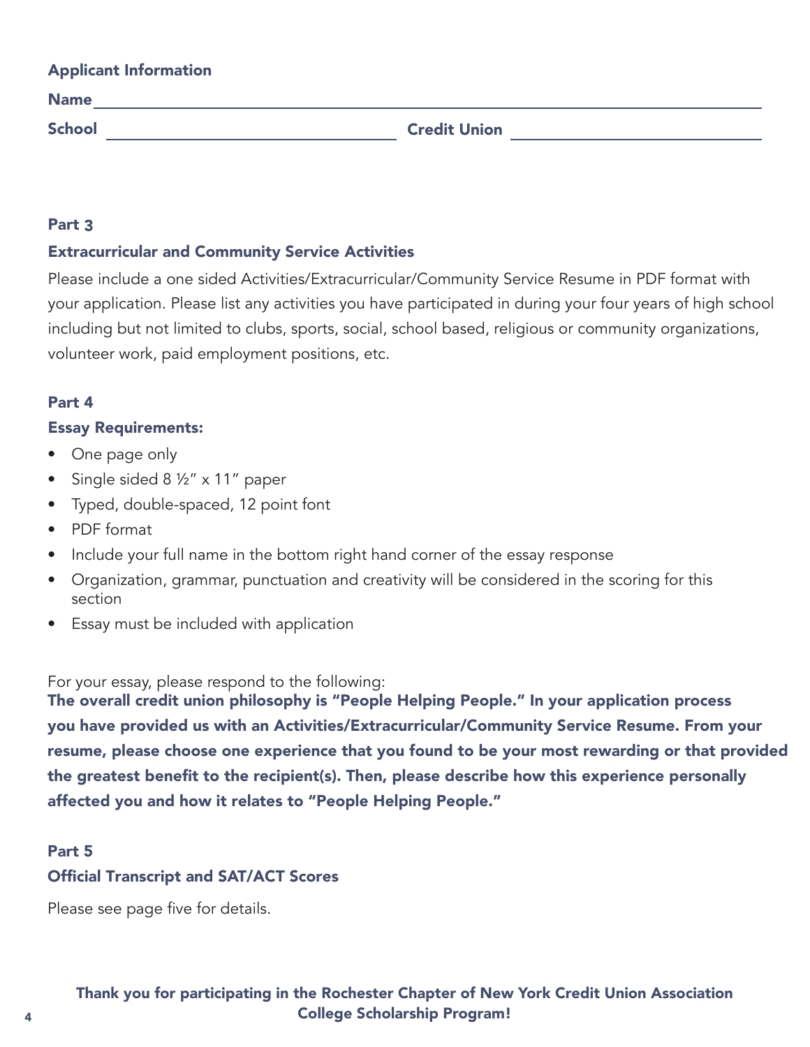## Applicant Information

**Name** ______________________________________________

**School** ______________________ **Credit Union** ______________________

### Part 3

### Extracurricular and Community Service Activities

Please include a one sided Activities/Extracurricular/Community Service Resume in PDF format with your application. Please list any activities you have participated in during your four years of high school including but not limited to clubs, sports, social, school based, religious or community organizations, volunteer work, paid employment positions, etc.

### Part 4

### Essay Requirements:

- One page only
- Single sided 8 ½" x 11" paper
- Typed, double-spaced, 12 point font
- PDF format
- Include your full name in the bottom right hand corner of the essay response
- Organization, grammar, punctuation and creativity will be considered in the scoring for this section
- Essay must be included with application

For your essay, please respond to the following:

**The overall credit union philosophy is "People Helping People." In your application process you have provided us with an Activities/Extracurricular/Community Service Resume. From your resume, please choose one experience that you found to be your most rewarding or that provided the greatest benefit to the recipient(s). Then, please describe how this experience personally affected you and how it relates to "People Helping People."**

### Part 5

### Official Transcript and SAT/ACT Scores

Please see page five for details.

**Thank you for participating in the Rochester Chapter of New York Credit Union Association College Scholarship Program!**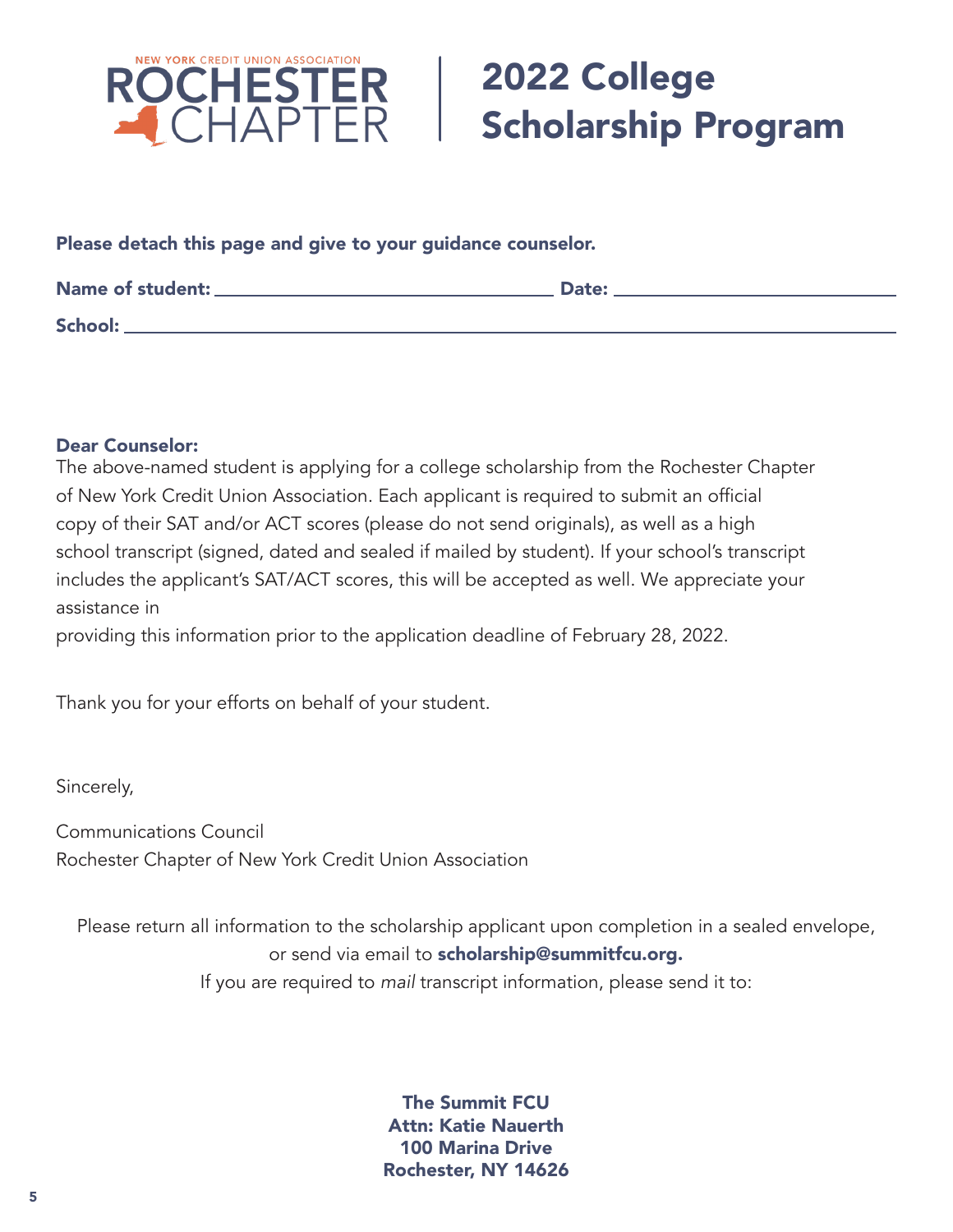NEW YORK CREDIT UNION ASSOCIATION
ROCHESTER CHAPTER

# 2022 College Scholarship Program

**Please detach this page and give to your guidance counselor.**

**Name of student:** ______________________________ **Date:** ________________________

**School:** ____________________________________________________________________

**Dear Counselor:**
The above-named student is applying for a college scholarship from the Rochester Chapter of New York Credit Union Association. Each applicant is required to submit an official copy of their SAT and/or ACT scores (please do not send originals), as well as a high school transcript (signed, dated and sealed if mailed by student). If your school's transcript includes the applicant's SAT/ACT scores, this will be accepted as well. We appreciate your assistance in
providing this information prior to the application deadline of February 28, 2022.

Thank you for your efforts on behalf of your student.

Sincerely,

Communications Council
Rochester Chapter of New York Credit Union Association

Please return all information to the scholarship applicant upon completion in a sealed envelope, or send via email to **scholarship@summitfcu.org.**
If you are required to *mail* transcript information, please send it to:

**The Summit FCU**
**Attn: Katie Nauerth**
**100 Marina Drive**
**Rochester, NY 14626**